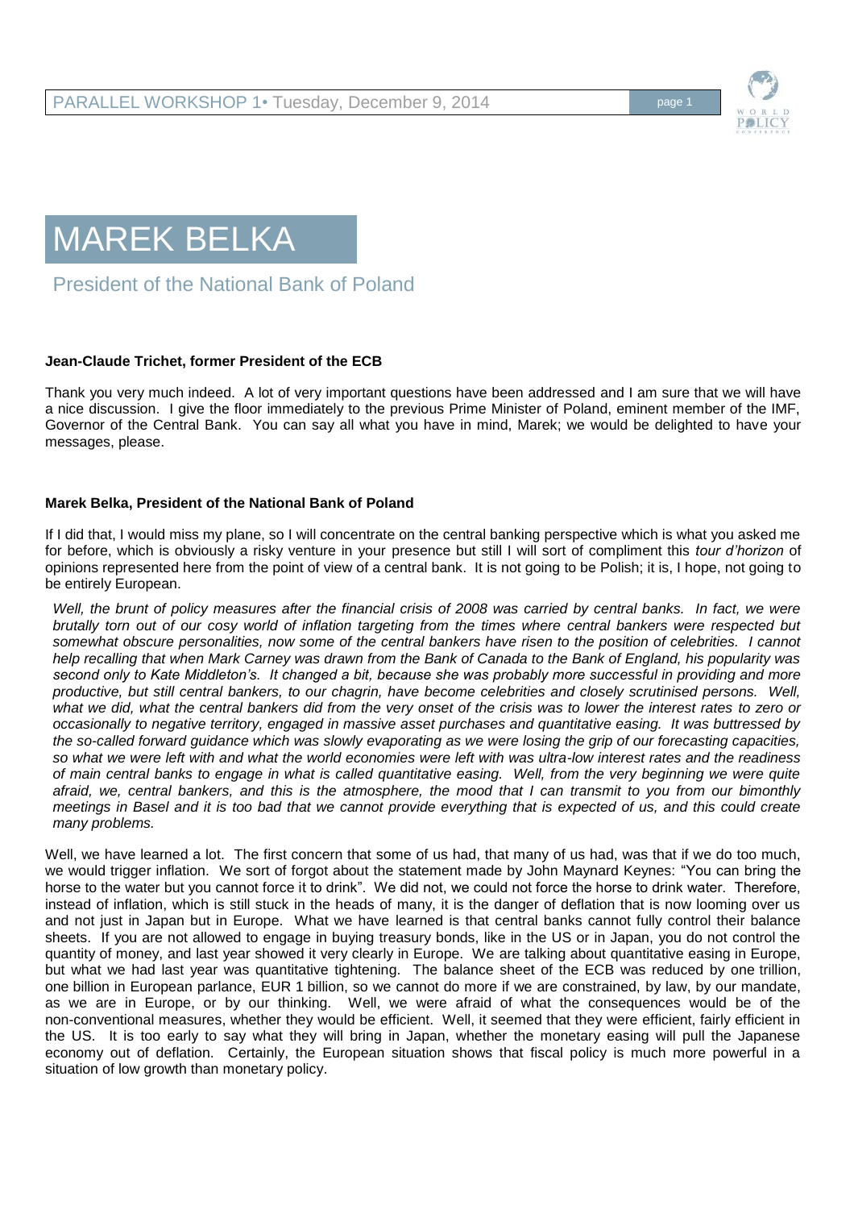# MAREK BELKA

## President of the National Bank of Poland

**Jean-Claude Trichet, former President of the ECB**

Thank you very much indeed. A lot of very important questions have been addressed and I am sure that we will have a nice discussion. I give the floor immediately to the previous Prime Minister of Poland, eminent member of the IMF, Governor of the Central Bank. You can say all what you have in mind, Marek; we would be delighted to have your messages, please.

**Marek Belka, President of the National Bank of Poland**

If I did that, I would miss my plane, so I will concentrate on the central banking perspective which is what you asked me for before, which is obviously a risky venture in your presence but still I will sort of compliment this *tour d'horizon* of opinions represented here from the point of view of a central bank. It is not going to be Polish; it is, I hope, not going to be entirely European.

*Well, the brunt of policy measures after the financial crisis of 2008 was carried by central banks. In fact, we were brutally torn out of our cosy world of inflation targeting from the times where central bankers were respected but somewhat obscure personalities, now some of the central bankers have risen to the position of celebrities. I cannot help recalling that when Mark Carney was drawn from the Bank of Canada to the Bank of England, his popularity was second only to Kate Middleton's. It changed a bit, because she was probably more successful in providing and more productive, but still central bankers, to our chagrin, have become celebrities and closely scrutinised persons. Well, what we did, what the central bankers did from the very onset of the crisis was to lower the interest rates to zero or occasionally to negative territory, engaged in massive asset purchases and quantitative easing. It was buttressed by the so-called forward guidance which was slowly evaporating as we were losing the grip of our forecasting capacities, so what we were left with and what the world economies were left with was ultra-low interest rates and the readiness of main central banks to engage in what is called quantitative easing. Well, from the very beginning we were quite afraid, we, central bankers, and this is the atmosphere, the mood that I can transmit to you from our bimonthly meetings in Basel and it is too bad that we cannot provide everything that is expected of us, and this could create many problems.*

Well, we have learned a lot. The first concern that some of us had, that many of us had, was that if we do too much, we would trigger inflation. We sort of forgot about the statement made by John Maynard Keynes: "You can bring the horse to the water but you cannot force it to drink". We did not, we could not force the horse to drink water. Therefore, instead of inflation, which is still stuck in the heads of many, it is the danger of deflation that is now looming over us and not just in Japan but in Europe. What we have learned is that central banks cannot fully control their balance sheets. If you are not allowed to engage in buying treasury bonds, like in the US or in Japan, you do not control the quantity of money, and last year showed it very clearly in Europe. We are talking about quantitative easing in Europe, but what we had last year was quantitative tightening. The balance sheet of the ECB was reduced by one trillion, one billion in European parlance, EUR 1 billion, so we cannot do more if we are constrained, by law, by our mandate, as we are in Europe, or by our thinking. Well, we were afraid of what the consequences would be of the non-conventional measures, whether they would be efficient. Well, it seemed that they were efficient, fairly efficient in the US. It is too early to say what they will bring in Japan, whether the monetary easing will pull the Japanese economy out of deflation. Certainly, the European situation shows that fiscal policy is much more powerful in a situation of low growth than monetary policy.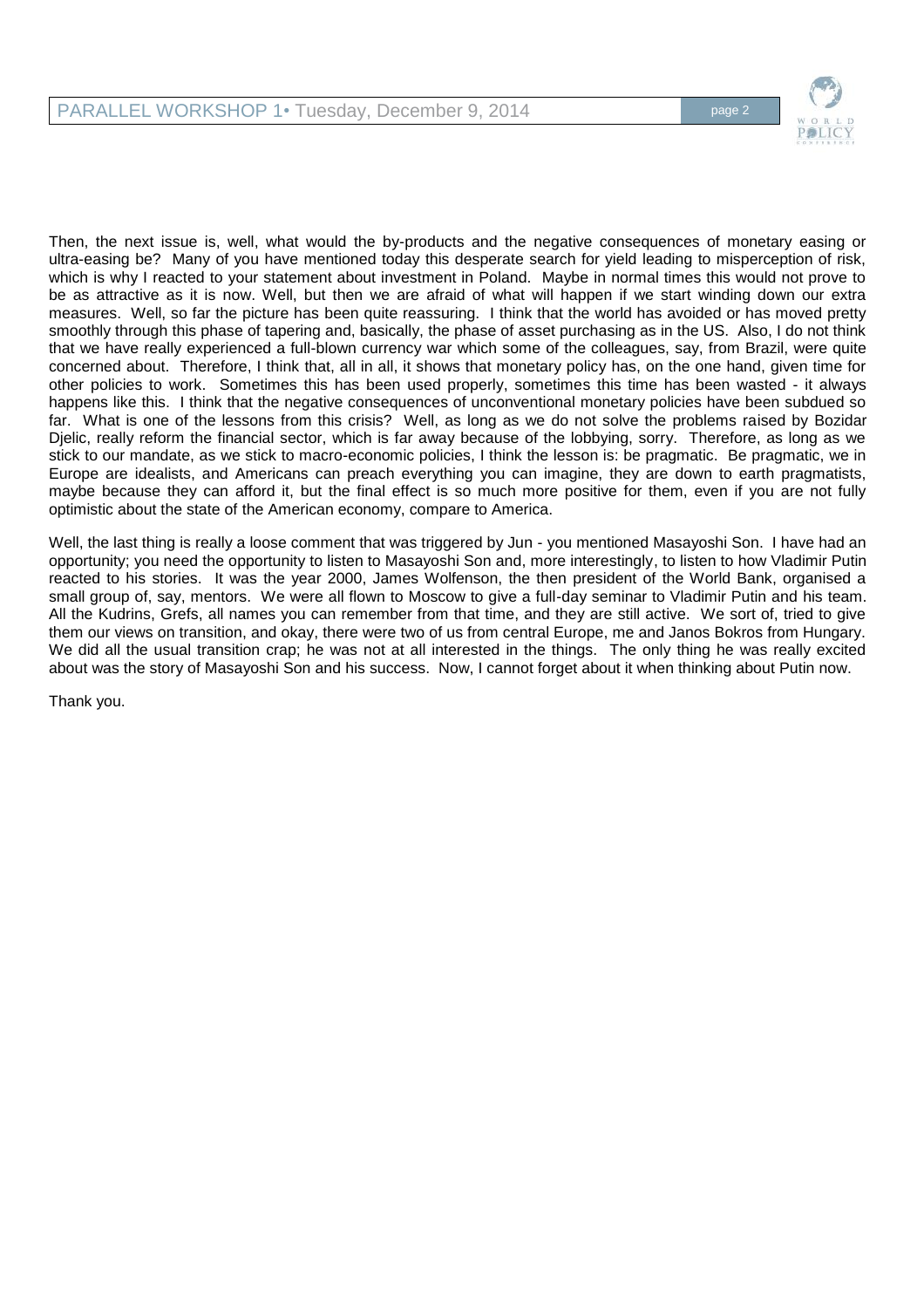Then, the next issue is, well, what would the by-products and the negative consequences of monetary easing or ultra-easing be? Many of you have mentioned today this desperate search for yield leading to misperception of risk, which is why I reacted to your statement about investment in Poland. Maybe in normal times this would not prove to be as attractive as it is now. Well, but then we are afraid of what will happen if we start winding down our extra measures. Well, so far the picture has been quite reassuring. I think that the world has avoided or has moved pretty smoothly through this phase of tapering and, basically, the phase of asset purchasing as in the US. Also, I do not think that we have really experienced a full-blown currency war which some of the colleagues, say, from Brazil, were quite concerned about. Therefore, I think that, all in all, it shows that monetary policy has, on the one hand, given time for other policies to work. Sometimes this has been used properly, sometimes this time has been wasted - it always happens like this. I think that the negative consequences of unconventional monetary policies have been subdued so far. What is one of the lessons from this crisis? Well, as long as we do not solve the problems raised by Bozidar Djelic, really reform the financial sector, which is far away because of the lobbying, sorry. Therefore, as long as we stick to our mandate, as we stick to macro-economic policies, I think the lesson is: be pragmatic. Be pragmatic, we in Europe are idealists, and Americans can preach everything you can imagine, they are down to earth pragmatists, maybe because they can afford it, but the final effect is so much more positive for them, even if you are not fully optimistic about the state of the American economy, compare to America.

Well, the last thing is really a loose comment that was triggered by Jun - you mentioned Masayoshi Son. I have had an opportunity; you need the opportunity to listen to Masayoshi Son and, more interestingly, to listen to how Vladimir Putin reacted to his stories. It was the year 2000, James Wolfenson, the then president of the World Bank, organised a small group of, say, mentors. We were all flown to Moscow to give a full-day seminar to Vladimir Putin and his team. All the Kudrins, Grefs, all names you can remember from that time, and they are still active. We sort of, tried to give them our views on transition, and okay, there were two of us from central Europe, me and Janos Bokros from Hungary. We did all the usual transition crap; he was not at all interested in the things. The only thing he was really excited about was the story of Masayoshi Son and his success. Now, I cannot forget about it when thinking about Putin now.

Thank you.